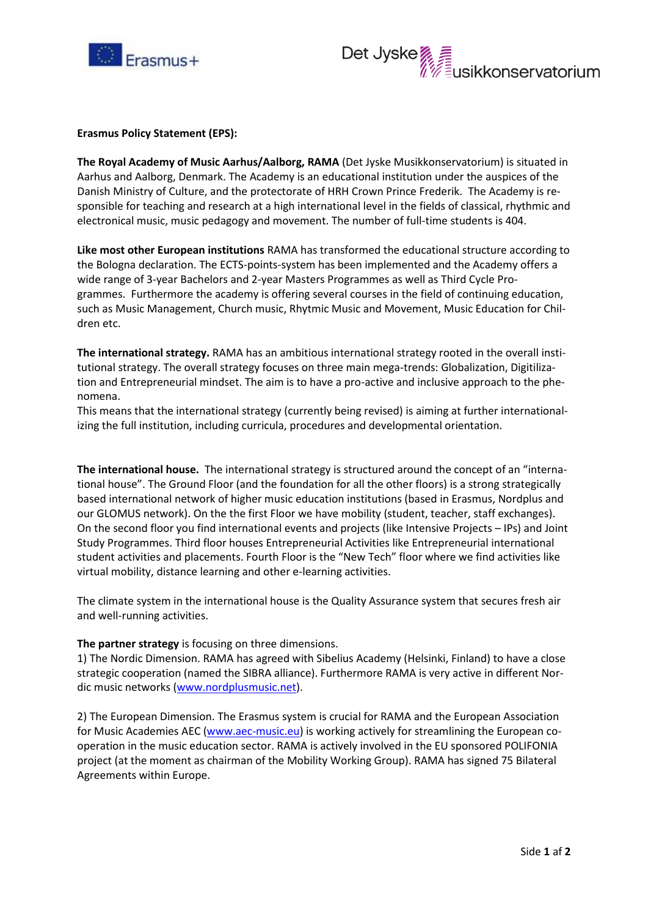**Erasmus Policy Statement (EPS):**

**The Royal Academy of Music Aarhus/Aalborg, RAMA** (Det Jyske Musikkonservatorium) is situated in Aarhus and Aalborg, Denmark. The Academy is an educational institution under the auspices of the Danish Ministry of Culture, and the protectorate of HRH Crown Prince Frederik. The Academy is responsible for teaching and research at a high international level in the fields of classical, rhythmic and electronical music, music pedagogy and movement. The number of full-time students is 404.

**Like most other European institutions** RAMA has transformed the educational structure according to the Bologna declaration. The ECTS-points-system has been implemented and the Academy offers a wide range of 3-year Bachelors and 2-year Masters Programmes as well as Third Cycle Programmes. Furthermore the academy is offering several courses in the field of continuing education, such as Music Management, Church music, Rhytmic Music and Movement, Music Education for Children etc.

**The international strategy.** RAMA has an ambitious international strategy rooted in the overall institutional strategy. The overall strategy focuses on three main mega-trends: Globalization, Digitilization and Entrepreneurial mindset. The aim is to have a pro-active and inclusive approach to the phenomena.
This means that the international strategy (currently being revised) is aiming at further internationalizing the full institution, including curricula, procedures and developmental orientation.

**The international house.** The international strategy is structured around the concept of an "international house". The Ground Floor (and the foundation for all the other floors) is a strong strategically based international network of higher music education institutions (based in Erasmus, Nordplus and our GLOMUS network). On the the first Floor we have mobility (student, teacher, staff exchanges). On the second floor you find international events and projects (like Intensive Projects – IPs) and Joint Study Programmes. Third floor houses Entrepreneurial Activities like Entrepreneurial international student activities and placements. Fourth Floor is the "New Tech" floor where we find activities like virtual mobility, distance learning and other e-learning activities.

The climate system in the international house is the Quality Assurance system that secures fresh air and well-running activities.

**The partner strategy** is focusing on three dimensions.
1) The Nordic Dimension. RAMA has agreed with Sibelius Academy (Helsinki, Finland) to have a close strategic cooperation (named the SIBRA alliance). Furthermore RAMA is very active in different Nordic music networks (www.nordplusmusic.net).

2) The European Dimension. The Erasmus system is crucial for RAMA and the European Association for Music Academies AEC (www.aec-music.eu) is working actively for streamlining the European cooperation in the music education sector. RAMA is actively involved in the EU sponsored POLIFONIA project (at the moment as chairman of the Mobility Working Group). RAMA has signed 75 Bilateral Agreements within Europe.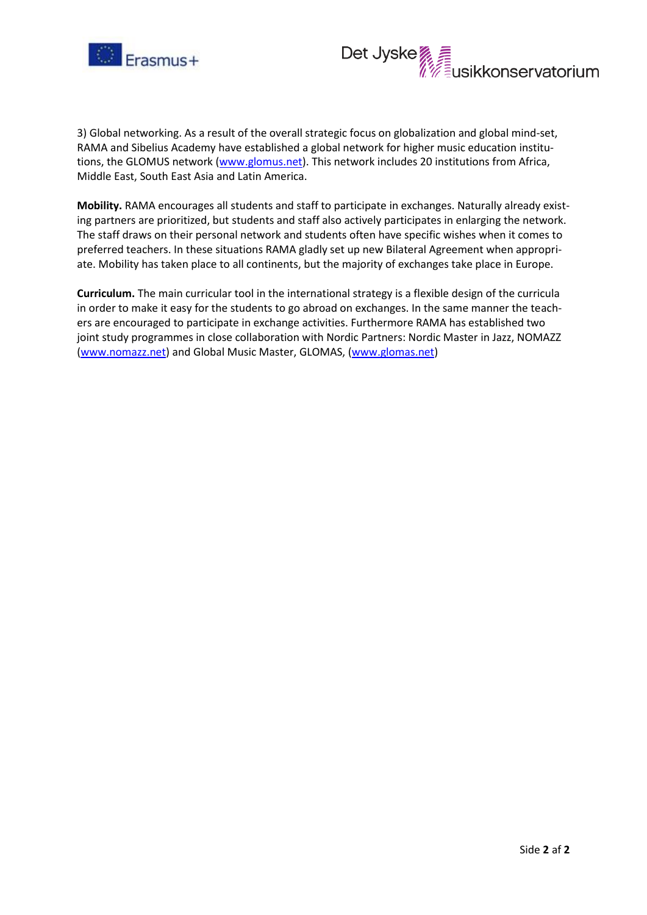3) Global networking. As a result of the overall strategic focus on globalization and global mind-set, RAMA and Sibelius Academy have established a global network for higher music education institutions, the GLOMUS network (www.glomus.net). This network includes 20 institutions from Africa, Middle East, South East Asia and Latin America.

**Mobility.** RAMA encourages all students and staff to participate in exchanges. Naturally already existing partners are prioritized, but students and staff also actively participates in enlarging the network. The staff draws on their personal network and students often have specific wishes when it comes to preferred teachers. In these situations RAMA gladly set up new Bilateral Agreement when appropriate. Mobility has taken place to all continents, but the majority of exchanges take place in Europe.

**Curriculum.** The main curricular tool in the international strategy is a flexible design of the curricula in order to make it easy for the students to go abroad on exchanges. In the same manner the teachers are encouraged to participate in exchange activities. Furthermore RAMA has established two joint study programmes in close collaboration with Nordic Partners: Nordic Master in Jazz, NOMAZZ (www.nomazz.net) and Global Music Master, GLOMAS, (www.glomas.net)